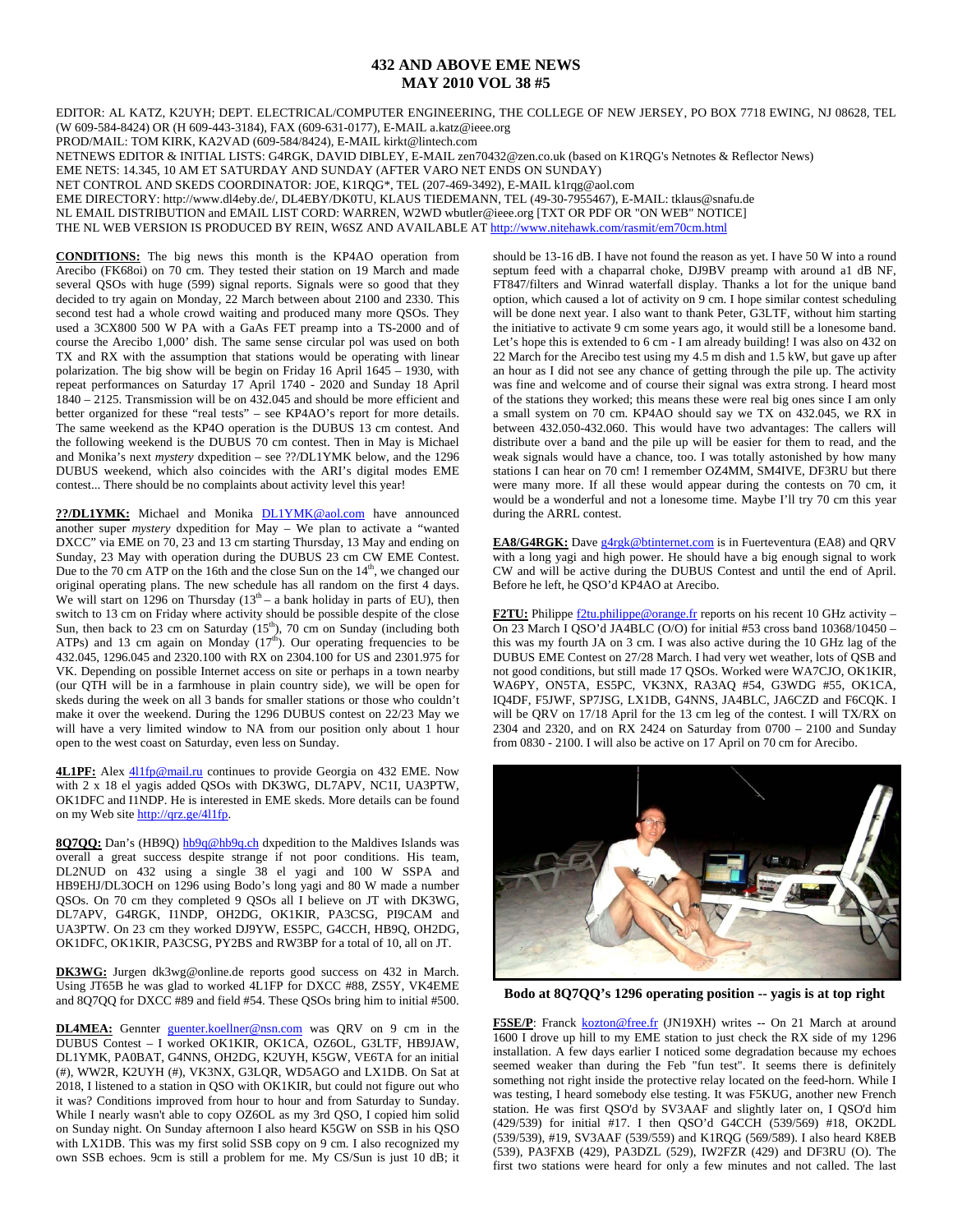# 432 AND ABOVE EME NEWS
## MAY 2010 VOL 38 #5

EDITOR: AL KATZ, K2UYH; DEPT. ELECTRICAL/COMPUTER ENGINEERING, THE COLLEGE OF NEW JERSEY, PO BOX 7718 EWING, NJ 08628, TEL (W 609-584-8424) OR (H 609-443-3184), FAX (609-631-0177), E-MAIL a.katz@ieee.org
PROD/MAIL: TOM KIRK, KA2VAD (609-584/8424), E-MAIL kirkt@lintech.com
NETNEWS EDITOR & INITIAL LISTS: G4RGK, DAVID DIBLEY, E-MAIL zen70432@zen.co.uk (based on K1RQG's Netnotes & Reflector News)
EME NETS: 14.345, 10 AM ET SATURDAY AND SUNDAY (AFTER VARO NET ENDS ON SUNDAY)
NET CONTROL AND SKEDS COORDINATOR: JOE, K1RQG*, TEL (207-469-3492), E-MAIL k1rqg@aol.com
EME DIRECTORY: http://www.dl4eby.de/, DL4EBY/DK0TU, KLAUS TIEDEMANN, TEL (49-30-7955467), E-MAIL: tklaus@snafu.de
NL EMAIL DISTRIBUTION and EMAIL LIST CORD: WARREN, W2WD wbutler@ieee.org [TXT OR PDF OR "ON WEB" NOTICE]
THE NL WEB VERSION IS PRODUCED BY REIN, W6SZ AND AVAILABLE AT http://www.nitehawk.com/rasmit/em70cm.html

**CONDITIONS:** The big news this month is the KP4AO operation from Arecibo (FK68oi) on 70 cm. They tested their station on 19 March and made several QSOs with huge (599) signal reports. Signals were so good that they decided to try again on Monday, 22 March between about 2100 and 2330. This second test had a whole crowd waiting and produced many more QSOs. They used a 3CX800 500 W PA with a GaAs FET preamp into a TS-2000 and of course the Arecibo 1,000' dish. The same sense circular pol was used on both TX and RX with the assumption that stations would be operating with linear polarization. The big show will be begin on Friday 16 April 1645 – 1930, with repeat performances on Saturday 17 April 1740 - 2020 and Sunday 18 April 1840 – 2125. Transmission will be on 432.045 and should be more efficient and better organized for these "real tests" – see KP4AO's report for more details. The same weekend as the KP4O operation is the DUBUS 13 cm contest. And the following weekend is the DUBUS 70 cm contest. Then in May is Michael and Monika's next *mystery* dxpedition – see ??/DL1YMK below, and the 1296 DUBUS weekend, which also coincides with the ARI's digital modes EME contest... There should be no complaints about activity level this year!

**??/DL1YMK:** Michael and Monika DL1YMK@aol.com have announced another super *mystery* dxpedition for May – We plan to activate a "wanted DXCC" via EME on 70, 23 and 13 cm starting Thursday, 13 May and ending on Sunday, 23 May with operation during the DUBUS 23 cm CW EME Contest. Due to the 70 cm ATP on the 16th and the close Sun on the 14th, we changed our original operating plans. The new schedule has all random on the first 4 days. We will start on 1296 on Thursday (13th – a bank holiday in parts of EU), then switch to 13 cm on Friday where activity should be possible despite of the close Sun, then back to 23 cm on Saturday (15th), 70 cm on Sunday (including both ATPs) and 13 cm again on Monday (17th). Our operating frequencies to be 432.045, 1296.045 and 2320.100 with RX on 2304.100 for US and 2301.975 for VK. Depending on possible Internet access on site or perhaps in a town nearby (our QTH will be in a farmhouse in plain country side), we will be open for skeds during the week on all 3 bands for smaller stations or those who couldn't make it over the weekend. During the 1296 DUBUS contest on 22/23 May we will have a very limited window to NA from our position only about 1 hour open to the west coast on Saturday, even less on Sunday.

**4L1PF:** Alex 4l1fp@mail.ru continues to provide Georgia on 432 EME. Now with 2 x 18 el yagis added QSOs with DK3WG, DL7APV, NC1I, UA3PTW, OK1DFC and I1NDP. He is interested in EME skeds. More details can be found on my Web site http://qrz.ge/4l1fp.

**8Q7QQ:** Dan's (HB9Q) hb9q@hb9q.ch dxpedition to the Maldives Islands was overall a great success despite strange if not poor conditions. His team, DL2NUD on 432 using a single 38 el yagi and 100 W SSPA and HB9EHJ/DL3OCH on 1296 using Bodo's long yagi and 80 W made a number QSOs. On 70 cm they completed 9 QSOs all I believe on JT with DK3WG, DL7APV, G4RGK, I1NDP, OH2DG, OK1KIR, PA3CSG, PI9CAM and UA3PTW. On 23 cm they worked DJ9YW, ES5PC, G4CCH, HB9Q, OH2DG, OK1DFC, OK1KIR, PA3CSG, PY2BS and RW3BP for a total of 10, all on JT.

**DK3WG:** Jurgen dk3wg@online.de reports good success on 432 in March. Using JT65B he was glad to worked 4L1FP for DXCC #88, ZS5Y, VK4EME and 8Q7QQ for DXCC #89 and field #54. These QSOs bring him to initial #500.

**DL4MEA:** Gennter guenter.koellner@nsn.com was QRV on 9 cm in the DUBUS Contest – I worked OK1KIR, OK1CA, OZ6OL, G3LTF, HB9JAW, DL1YMK, PA0BAT, G4NNS, OH2DG, K2UYH, K5GW, VE6TA for an initial (#), WW2R, K2UYH (#), VK3NX, G3LQR, WD5AGO and LX1DB. On Sat at 2018, I listened to a station in QSO with OK1KIR, but could not figure out who it was? Conditions improved from hour to hour and from Saturday to Sunday. While I nearly wasn't able to copy OZ6OL as my 3rd QSO, I copied him solid on Sunday night. On Sunday afternoon I also heard K5GW on SSB in his QSO with LX1DB. This was my first solid SSB copy on 9 cm. I also recognized my own SSB echoes. 9cm is still a problem for me. My CS/Sun is just 10 dB; it should be 13-16 dB. I have not found the reason as yet. I have 50 W into a round septum feed with a chaparral choke, DJ9BV preamp with around a1 dB NF, FT847/filters and Winrad waterfall display. Thanks a lot for the unique band option, which caused a lot of activity on 9 cm. I hope similar contest scheduling will be done next year. I also want to thank Peter, G3LTF, without him starting the initiative to activate 9 cm some years ago, it would still be a lonesome band. Let's hope this is extended to 6 cm - I am already building! I was also on 432 on 22 March for the Arecibo test using my 4.5 m dish and 1.5 kW, but gave up after an hour as I did not see any chance of getting through the pile up. The activity was fine and welcome and of course their signal was extra strong. I heard most of the stations they worked; this means these were real big ones since I am only a small system on 70 cm. KP4AO should say we TX on 432.045, we RX in between 432.050-432.060. This would have two advantages: The callers will distribute over a band and the pile up will be easier for them to read, and the weak signals would have a chance, too. I was totally astonished by how many stations I can hear on 70 cm! I remember OZ4MM, SM4IVE, DF3RU but there were many more. If all these would appear during the contests on 70 cm, it would be a wonderful and not a lonesome time. Maybe I'll try 70 cm this year during the ARRL contest.

**EA8/G4RGK:** Dave g4rgk@btinternet.com is in Fuerteventura (EA8) and QRV with a long yagi and high power. He should have a big enough signal to work CW and will be active during the DUBUS Contest and until the end of April. Before he left, he QSO'd KP4AO at Arecibo.

**F2TU:** Philippe f2tu.philippe@orange.fr reports on his recent 10 GHz activity – On 23 March I QSO'd JA4BLC (O/O) for initial #53 cross band 10368/10450 – this was my fourth JA on 3 cm. I was also active during the 10 GHz lag of the DUBUS EME Contest on 27/28 March. I had very wet weather, lots of QSB and not good conditions, but still made 17 QSOs. Worked were WA7CJO, OK1KIR, WA6PY, ON5TA, ES5PC, VK3NX, RA3AQ #54, G3WDG #55, OK1CA, IQ4DF, F5JWF, SP7JSG, LX1DB, G4NNS, JA4BLC, JA6CZD and F6CQK. I will be QRV on 17/18 April for the 13 cm leg of the contest. I will TX/RX on 2304 and 2320, and on RX 2424 on Saturday from 0700 – 2100 and Sunday from 0830 - 2100. I will also be active on 17 April on 70 cm for Arecibo.

**Bodo at 8Q7QQ's 1296 operating position -- yagis is at top right**

**F5SE/P**: Franck kozton@free.fr (JN19XH) writes -- On 21 March at around 1600 I drove up hill to my EME station to just check the RX side of my 1296 installation. A few days earlier I noticed some degradation because my echoes seemed weaker than during the Feb "fun test". It seems there is definitely something not right inside the protective relay located on the feed-horn. While I was testing, I heard somebody else testing. It was F5KUG, another new French station. He was first QSO'd by SV3AAF and slightly later on, I QSO'd him (429/539) for initial #17. I then QSO'd G4CCH (539/569) #18, OK2DL (539/539), #19, SV3AAF (539/559) and K1RQG (569/589). I also heard K8EB (539), PA3FXB (429), PA3DZL (529), IW2FZR (429) and DF3RU (O). The first two stations were heard for only a few minutes and not called. The last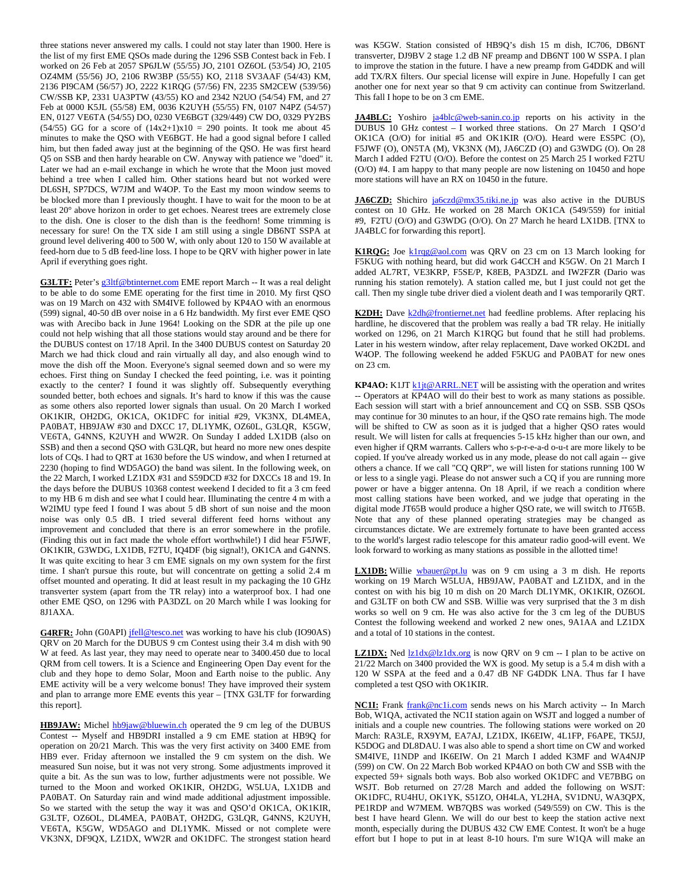three stations never answered my calls. I could not stay later than 1900. Here is the list of my first EME QSOs made during the 1296 SSB Contest back in Feb. I worked on 26 Feb at 2057 SP6JLW (55/55) JO, 2101 OZ6OL (53/54) JO, 2105 OZ4MM (55/56) JO, 2106 RW3BP (55/55) KO, 2118 SV3AAF (54/43) KM, 2136 PI9CAM (56/57) JO, 2222 K1RQG (57/56) FN, 2235 SM2CEW (539/56) CW/SSB KP, 2331 UA3PTW (43/55) KO and 2342 N2UO (54/54) FM, and 27 Feb at 0000 K5JL (55/58) EM, 0036 K2UYH (55/55) FN, 0107 N4PZ (54/57) EN, 0127 VE6TA (54/55) DO, 0230 VE6BGT (329/449) CW DO, 0329 PY2BS (54/55) GG for a score of $(14x2+1)x10 = 290$ points. It took me about 45 minutes to make the QSO with VE6BGT. He had a good signal before I called him, but then faded away just at the beginning of the QSO. He was first heard Q5 on SSB and then hardy hearable on CW. Anyway with patience we "doed" it. Later we had an e-mail exchange in which he wrote that the Moon just moved behind a tree when I called him. Other stations heard but not worked were DL6SH, SP7DCS, W7JM and W4OP. To the East my moon window seems to be blocked more than I previously thought. I have to wait for the moon to be at least 20° above horizon in order to get echoes. Nearest trees are extremely close to the dish. One is closer to the dish than is the feedhorn! Some trimming is necessary for sure! On the TX side I am still using a single DB6NT SSPA at ground level delivering 400 to 500 W, with only about 120 to 150 W available at feed-horn due to 5 dB feed-line loss. I hope to be QRV with higher power in late April if everything goes right.

**G3LTF:** Peter's g3ltf@btinternet.com EME report March -- It was a real delight to be able to do some EME operating for the first time in 2010. My first QSO was on 19 March on 432 with SM4IVE followed by KP4AO with an enormous (599) signal, 40-50 dB over noise in a 6 Hz bandwidth. My first ever EME QSO was with Arecibo back in June 1964! Looking on the SDR at the pile up one could not help wishing that all those stations would stay around and be there for the DUBUS contest on 17/18 April. In the 3400 DUBUS contest on Saturday 20 March we had thick cloud and rain virtually all day, and also enough wind to move the dish off the Moon. Everyone's signal seemed down and so were my echoes. First thing on Sunday I checked the feed pointing, i.e. was it pointing exactly to the center? I found it was slightly off. Subsequently everything sounded better, both echoes and signals. It's hard to know if this was the cause as some others also reported lower signals than usual. On 20 March I worked OK1KIR, OH2DG, OK1CA, OK1DFC for initial #29, VK3NX, DL4MEA, PA0BAT, HB9JAW #30 and DXCC 17, DL1YMK, OZ6OL, G3LQR, K5GW, VE6TA, G4NNS, K2UYH and WW2R. On Sunday I added LX1DB (also on SSB) and then a second QSO with G3LQR, but heard no more new ones despite lots of CQs. I had to QRT at 1630 before the US window, and when I returned at 2230 (hoping to find WD5AGO) the band was silent. In the following week, on the 22 March, I worked LZ1DX #31 and S59DCD #32 for DXCCs 18 and 19. In the days before the DUBUS 10368 contest weekend I decided to fit a 3 cm feed to my HB 6 m dish and see what I could hear. Illuminating the centre 4 m with a W2IMU type feed I found I was about 5 dB short of sun noise and the moon noise was only 0.5 dB. I tried several different feed horns without any improvement and concluded that there is an error somewhere in the profile. (Finding this out in fact made the whole effort worthwhile!) I did hear F5JWF, OK1KIR, G3WDG, LX1DB, F2TU, IQ4DF (big signal!), OK1CA and G4NNS. It was quite exciting to hear 3 cm EME signals on my own system for the first time. I shan't pursue this route, but will concentrate on getting a solid 2.4 m offset mounted and operating. It did at least result in my packaging the 10 GHz transverter system (apart from the TR relay) into a waterproof box. I had one other EME QSO, on 1296 with PA3DZL on 20 March while I was looking for 8J1AXA.

**G4RFR:** John (G0API) jfell@tesco.net was working to have his club (IO90AS) QRV on 20 March for the DUBUS 9 cm Contest using their 3.4 m dish with 90 W at feed. As last year, they may need to operate near to 3400.450 due to local QRM from cell towers. It is a Science and Engineering Open Day event for the club and they hope to demo Solar, Moon and Earth noise to the public. Any EME activity will be a very welcome bonus! They have improved their system and plan to arrange more EME events this year – [TNX G3LTF for forwarding this report].

**HB9JAW:** Michel hb9jaw@bluewin.ch operated the 9 cm leg of the DUBUS Contest -- Myself and HB9DRI installed a 9 cm EME station at HB9Q for operation on 20/21 March. This was the very first activity on 3400 EME from HB9 ever. Friday afternoon we installed the 9 cm system on the dish. We measured Sun noise, but it was not very strong. Some adjustments improved it quite a bit. As the sun was to low, further adjustments were not possible. We turned to the Moon and worked OK1KIR, OH2DG, W5LUA, LX1DB and PA0BAT. On Saturday rain and wind made additional adjustment impossible. So we started with the setup the way it was and QSO'd OK1CA, OK1KIR, G3LTF, OZ6OL, DL4MEA, PA0BAT, OH2DG, G3LQR, G4NNS, K2UYH, VE6TA, K5GW, WD5AGO and DL1YMK. Missed or not complete were VK3NX, DF9QX, LZ1DX, WW2R and OK1DFC. The strongest station heard was K5GW. Station consisted of HB9Q's dish 15 m dish, IC706, DB6NT transverter, DJ9BV 2 stage 1.2 dB NF preamp and DB6NT 100 W SSPA. I plan to improve the station in the future. I have a new preamp from G4DDK and will add TX/RX filters. Our special license will expire in June. Hopefully I can get another one for next year so that 9 cm activity can continue from Switzerland. This fall I hope to be on 3 cm EME.

**JA4BLC:** Yoshiro ja4blc@web-sanin.co.jp reports on his activity in the DUBUS 10 GHz contest – I worked three stations. On 27 March I QSO'd OK1CA (O/O) for initial #5 and OK1KIR (O/O). Heard were ES5PC (O), F5JWF (O), ON5TA (M), VK3NX (M), JA6CZD (O) and G3WDG (O). On 28 March I added F2TU (O/O). Before the contest on 25 March 25 I worked F2TU (O/O) #4. I am happy to that many people are now listening on 10450 and hope more stations will have an RX on 10450 in the future.

**JA6CZD:** Shichiro ja6czd@mx35.tiki.ne.jp was also active in the DUBUS contest on 10 GHz. He worked on 28 March OK1CA (549/559) for initial #9, F2TU (O/O) and G3WDG (O/O). On 27 March he heard LX1DB. [TNX to JA4BLC for forwarding this report].

**K1RQG:** Joe k1rqg@aol.com was QRV on 23 cm on 13 March looking for F5KUG with nothing heard, but did work G4CCH and K5GW. On 21 March I added AL7RT, VE3KRP, F5SE/P, K8EB, PA3DZL and IW2FZR (Dario was running his station remotely). A station called me, but I just could not get the call. Then my single tube driver died a violent death and I was temporarily QRT.

**K2DH:** Dave k2dh@frontiernet.net had feedline problems. After replacing his hardline, he discovered that the problem was really a bad TR relay. He initially worked on 1296, on 21 March K1RQG but found that he still had problems. Later in his western window, after relay replacement, Dave worked OK2DL and W4OP. The following weekend he added F5KUG and PA0BAT for new ones on 23 cm.

**KP4AO:** K1JT k1jt@ARRL.NET will be assisting with the operation and writes -- Operators at KP4AO will do their best to work as many stations as possible. Each session will start with a brief announcement and CQ on SSB. SSB QSOs may continue for 30 minutes to an hour, if the QSO rate remains high. The mode will be shifted to CW as soon as it is judged that a higher QSO rates would result. We will listen for calls at frequencies 5-15 kHz higher than our own, and even higher if QRM warrants. Callers who s-p-r-e-a-d o-u-t are more likely to be copied. If you've already worked us in any mode, please do not call again -- give others a chance. If we call "CQ QRP", we will listen for stations running 100 W or less to a single yagi. Please do not answer such a CQ if you are running more power or have a bigger antenna. On 18 April, if we reach a condition where most calling stations have been worked, and we judge that operating in the digital mode JT65B would produce a higher QSO rate, we will switch to JT65B. Note that any of these planned operating strategies may be changed as circumstances dictate. We are extremely fortunate to have been granted access to the world's largest radio telescope for this amateur radio good-will event. We look forward to working as many stations as possible in the allotted time!

**LX1DB:** Willie wbauer@pt.lu was on 9 cm using a 3 m dish. He reports working on 19 March W5LUA, HB9JAW, PA0BAT and LZ1DX, and in the contest on with his big 10 m dish on 20 March DL1YMK, OK1KIR, OZ6OL and G3LTF on both CW and SSB. Willie was very surprised that the 3 m dish works so well on 9 cm. He was also active for the 3 cm leg of the DUBUS Contest the following weekend and worked 2 new ones, 9A1AA and LZ1DX and a total of 10 stations in the contest.

**LZ1DX:** Ned lz1dx@lz1dx.org is now QRV on 9 cm -- I plan to be active on 21/22 March on 3400 provided the WX is good. My setup is a 5.4 m dish with a 120 W SSPA at the feed and a 0.47 dB NF G4DDK LNA. Thus far I have completed a test QSO with OK1KIR.

**NC1I:** Frank frank@nc1i.com sends news on his March activity -- In March Bob, W1QA, activated the NC1I station again on WSJT and logged a number of initials and a couple new countries. The following stations were worked on 20 March: RA3LE, RX9YM, EA7AJ, LZ1DX, IK6EIW, 4L1FP, F6APE, TK5JJ, K5DOG and DL8DAU. I was also able to spend a short time on CW and worked SM4IVE, I1NDP and IK6EIW. On 21 March I added K3MF and WA4NJP (599) on CW. On 22 March Bob worked KP4AO on both CW and SSB with the expected 59+ signals both ways. Bob also worked OK1DFC and VE7BBG on WSJT. Bob returned on 27/28 March and added the following on WSJT: OK1DFC, RU4HU, OK1YK, S51ZO, OH4LA, YL2HA, SV1DNU, WA3QPX, PE1RDP and W7MEM. WB7QBS was worked (549/559) on CW. This is the best I have heard Glenn. We will do our best to keep the station active next month, especially during the DUBUS 432 CW EME Contest. It won't be a huge effort but I hope to put in at least 8-10 hours. I'm sure W1QA will make an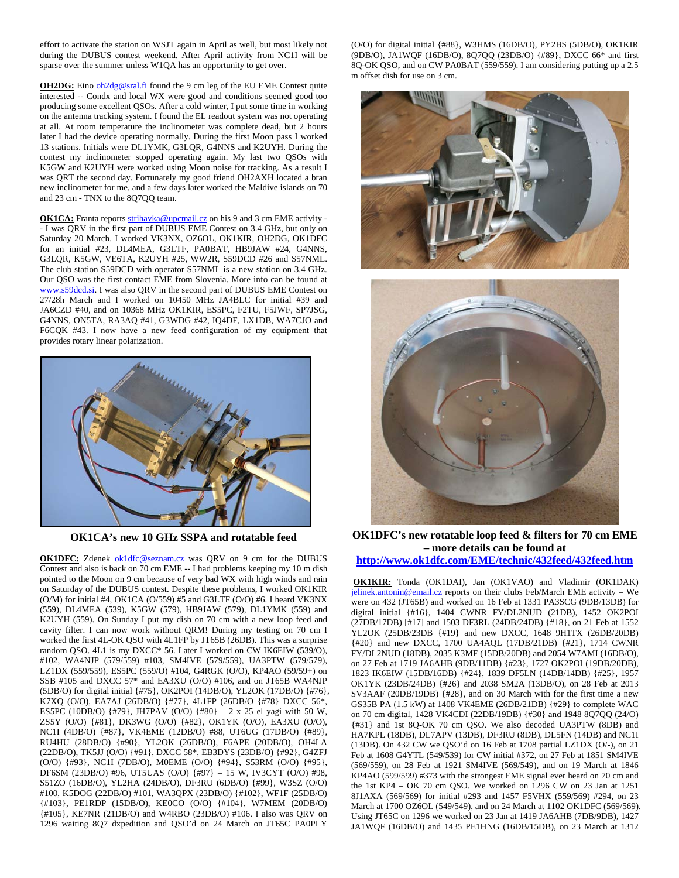effort to activate the station on WSJT again in April as well, but most likely not during the DUBUS contest weekend. After April activity from NC1I will be sparse over the summer unless W1QA has an opportunity to get over.

**OH2DG:** Eino oh2dg@sral.fi found the 9 cm leg of the EU EME Contest quite interested -- Condx and local WX were good and conditions seemed good too producing some excellent QSOs. After a cold winter, I put some time in working on the antenna tracking system. I found the EL readout system was not operating at all. At room temperature the inclinometer was complete dead, but 2 hours later I had the device operating normally. During the first Moon pass I worked 13 stations. Initials were DL1YMK, G3LQR, G4NNS and K2UYH. During the contest my inclinometer stopped operating again. My last two QSOs with K5GW and K2UYH were worked using Moon noise for tracking. As a result I was QRT the second day. Fortunately my good friend OH2AXH located a bran new inclinometer for me, and a few days later worked the Maldive islands on 70 and 23 cm - TNX to the 8Q7QQ team.

**OK1CA:** Franta reports strihavka@upcmail.cz on his 9 and 3 cm EME activity - - I was QRV in the first part of DUBUS EME Contest on 3.4 GHz, but only on Saturday 20 March. I worked VK3NX, OZ6OL, OK1KIR, OH2DG, OK1DFC for an initial #23, DL4MEA, G3LTF, PA0BAT, HB9JAW #24, G4NNS, G3LQR, K5GW, VE6TA, K2UYH #25, WW2R, S59DCD #26 and S57NML. The club station S59DCD with operator S57NML is a new station on 3.4 GHz. Our QSO was the first contact EME from Slovenia. More info can be found at www.s59dcd.si. I was also QRV in the second part of DUBUS EME Contest on 27/28h March and I worked on 10450 MHz JA4BLC for initial #39 and JA6CZD #40, and on 10368 MHz OK1KIR, ES5PC, F2TU, F5JWF, SP7JSG, G4NNS, ON5TA, RA3AQ #41, G3WDG #42, IQ4DF, LX1DB, WA7CJO and F6CQK #43. I now have a new feed configuration of my equipment that provides rotary linear polarization.

**OK1CA's new 10 GHz SSPA and rotatable feed**

**OK1DFC:** Zdenek ok1dfc@seznam.cz was QRV on 9 cm for the DUBUS Contest and also is back on 70 cm EME -- I had problems keeping my 10 m dish pointed to the Moon on 9 cm because of very bad WX with high winds and rain on Saturday of the DUBUS contest. Despite these problems, I worked OK1KIR (O/M) for initial #4, OK1CA (O/559) #5 and G3LTF (O/O) #6. I heard VK3NX (559), DL4MEA (539), K5GW (579), HB9JAW (579), DL1YMK (559) and K2UYH (559). On Sunday I put my dish on 70 cm with a new loop feed and cavity filter. I can now work without QRM! During my testing on 70 cm I worked the first 4L-OK QSO with 4L1FP by JT65B (26DB). This was a surprise random QSO. 4L1 is my DXCC* 56. Later I worked on CW IK6EIW (539/O), #102, WA4NJP (579/559) #103, SM4IVE (579/559), UA3PTW (579/579), LZ1DX (559/559), ES5PC (559/O) #104, G4RGK (O/O), KP4AO (59/59+) on SSB #105 and DXCC 57* and EA3XU (O/O) #106, and on JT65B WA4NJP (5DB/O) for digital initial {#75}, OK2POI (14DB/O), YL2OK (17DB/O) {#76}, K7XQ (O/O), EA7AJ (26DB/O) {#77}, 4L1FP (26DB/O {#78} DXCC 56*, ES5PC (10DB/O) {#79}, JH7PAV (O/O) {#80} – 2 x 25 el yagi with 50 W, ZS5Y (O/O) {#81}, DK3WG (O/O) {#82}, OK1YK (O/O), EA3XU (O/O), NC1I (4DB/O) {#87}, VK4EME (12DB/O) #88, UT6UG (17DB/O) {#89}, RU4HU (28DB/O) {#90}, YL2OK (26DB/O), F6APE (20DB/O), OH4LA (22DB/O), TK5JJ (O/O) {#91}, DXCC 58*, EB3DYS (23DB/O) {#92}, G4ZFJ (O/O) {#93}, NC1I (7DB/O), M0EME (O/O) {#94}, S53RM (O/O) {#95}, DF6SM (23DB/O) #96, UT5UAS (O/O) {#97} – 15 W, IV3CYT (O/O) #98, S51ZO (16DB/O), YL2HA (24DB/O), DF3RU (6DB/O) {#99}, W3SZ (O/O) #100, K5DOG (22DB/O) #101, WA3QPX (23DB/O) {#102}, WF1F (25DB/O) {#103}, PE1RDP (15DB/O), KE0CO (O/O) {#104}, W7MEM (20DB/O) {#105}, KE7NR (21DB/O) and W4RBO (23DB/O) #106. I also was QRV on 1296 waiting 8Q7 dxpedition and QSO'd on 24 March on JT65C PA0PLY (O/O) for digital initial {#88}, W3HMS (16DB/O), PY2BS (5DB/O), OK1KIR (9DB/O), JA1WQF (16DB/O), 8Q7QQ (23DB/O) {#89}, DXCC 66* and first 8Q-OK QSO, and on CW PA0BAT (559/559). I am considering putting up a 2.5 m offset dish for use on 3 cm.

**OK1DFC's new rotatable loop feed & filters for 70 cm EME – more details can be found at http://www.ok1dfc.com/EME/technic/432feed/432feed.htm**

**OK1KIR:** Tonda (OK1DAI), Jan (OK1VAO) and Vladimir (OK1DAK) jelinek.antonin@email.cz reports on their clubs Feb/March EME activity – We were on 432 (JT65B) and worked on 16 Feb at 1331 PA3SCG (9DB/13DB) for digital initial {#16}, 1404 CWNR FY/DL2NUD (21DB), 1452 OK2POI (27DB/17DB) [#17] and 1503 DF3RL (24DB/24DB) {#18}, on 21 Feb at 1552 YL2OK (25DB/23DB {#19} and new DXCC, 1648 9H1TX (26DB/20DB) {#20} and new DXCC, 1700 UA4AQL (17DB/21DB) {#21}, 1714 CWNR FY/DL2NUD (18DB), 2035 K3MF (15DB/20DB) and 2054 W7AMI (16DB/O), on 27 Feb at 1719 JA6AHB (9DB/11DB) {#23}, 1727 OK2POI (19DB/20DB), 1823 IK6EIW (15DB/16DB) {#24}, 1839 DF5LN (14DB/14DB) {#25}, 1957 OK1YK (23DB/24DB) {#26} and 2038 SM2A (13DB/O), on 28 Feb at 2013 SV3AAF (20DB/19DB) {#28}, and on 30 March with for the first time a new GS35B PA (1.5 kW) at 1408 VK4EME (26DB/21DB) {#29} to complete WAC on 70 cm digital, 1428 VK4CDI (22DB/19DB) {#30} and 1948 8Q7QQ (24/O) {#31} and 1st 8Q-OK 70 cm QSO. We also decoded UA3PTW (8DB) and HA7KPL (18DB), DL7APV (13DB), DF3RU (8DB), DL5FN (14DB) and NC1I (13DB). On 432 CW we QSO'd on 16 Feb at 1708 partial LZ1DX (O/-), on 21 Feb at 1608 G4YTL (549/539) for CW initial #372, on 27 Feb at 1851 SM4IVE (569/559), on 28 Feb at 1921 SM4IVE (569/549), and on 19 March at 1846 KP4AO (599/599) #373 with the strongest EME signal ever heard on 70 cm and the 1st KP4 – OK 70 cm QSO. We worked on 1296 CW on 23 Jan at 1251 8J1AXA (569/569) for initial #293 and 1457 F5VHX (559/569) #294, on 23 March at 1700 OZ6OL (549/549), and on 24 March at 1102 OK1DFC (569/569). Using JT65C on 1296 we worked on 23 Jan at 1419 JA6AHB (7DB/9DB), 1427 JA1WQF (16DB/O) and 1435 PE1HNG (16DB/15DB), on 23 March at 1312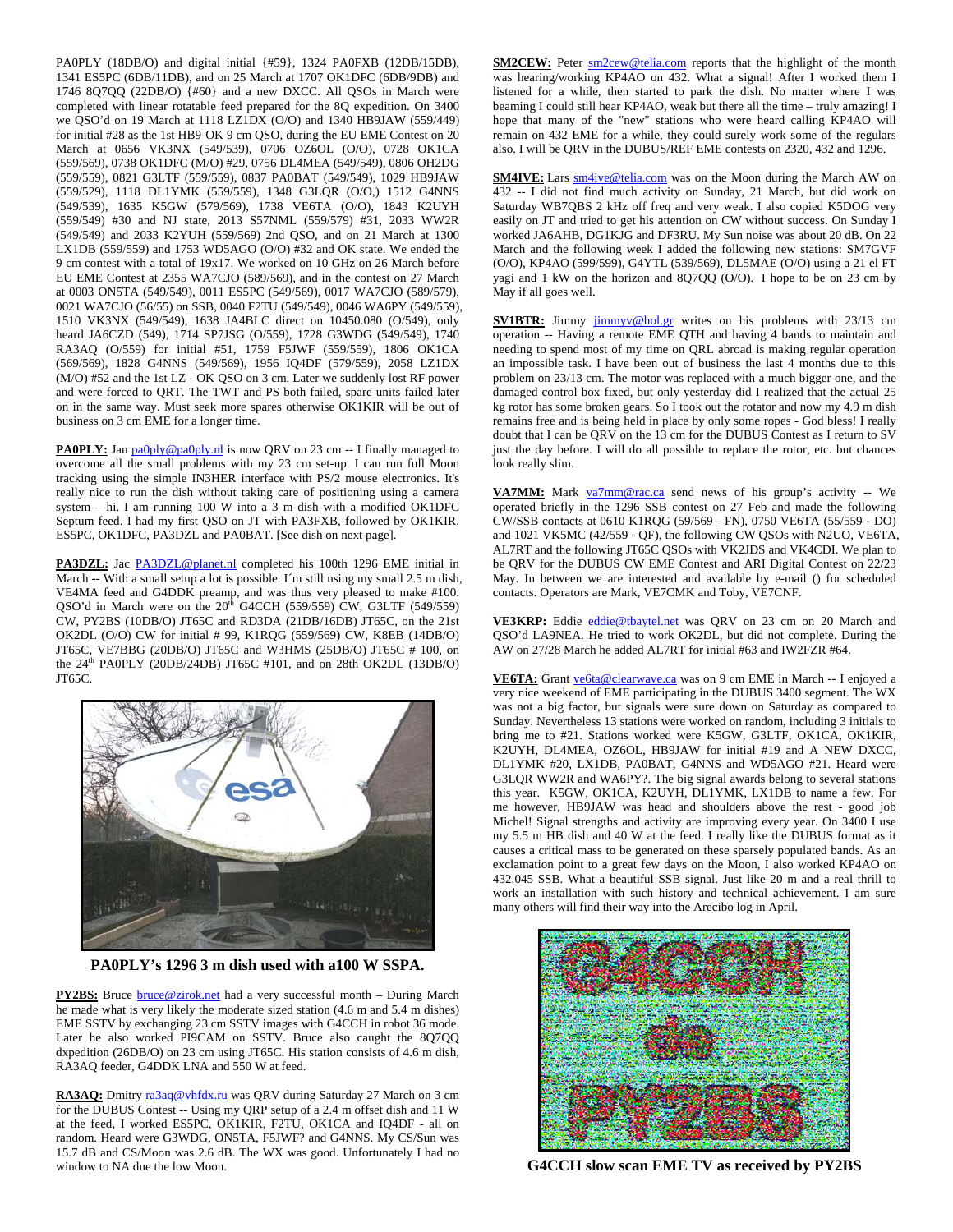PA0PLY (18DB/O) and digital initial {#59}, 1324 PA0FXB (12DB/15DB), 1341 ES5PC (6DB/11DB), and on 25 March at 1707 OK1DFC (6DB/9DB) and 1746 8Q7QQ (22DB/O) {#60} and a new DXCC. All QSOs in March were completed with linear rotatable feed prepared for the 8Q expedition. On 3400 we QSO'd on 19 March at 1118 LZ1DX (O/O) and 1340 HB9JAW (559/449) for initial #28 as the 1st HB9-OK 9 cm QSO, during the EU EME Contest on 20 March at 0656 VK3NX (549/539), 0706 OZ6OL (O/O), 0728 OK1CA (559/569), 0738 OK1DFC (M/O) #29, 0756 DL4MEA (549/569), 0806 OH2DG (559/559), 0821 G3LTF (559/559), 0837 PA0BAT (549/549), 1029 HB9JAW (559/529), 1118 DL1YMK (559/559), 1348 G3LQR (O/O,) 1512 G4NNS (549/539), 1635 K5GW (579/569), 1738 VE6TA (O/O), 1843 K2UYH (559/549) #30 and NJ state, 2013 S57NML (559/579) #31, 2033 WW2R (549/549) and 2033 K2YUH (559/569) 2nd QSO, and on 21 March at 1300 LX1DB (559/559) and 1753 WD5AGO (O/O) #32 and OK state. We ended the 9 cm contest with a total of 19x17. We worked on 10 GHz on 26 March before EU EME Contest at 2355 WA7CJO (589/569), and in the contest on 27 March at 0003 ON5TA (549/549), 0011 ES5PC (549/569), 0017 WA7CJO (589/579), 0021 WA7CJO (56/55) on SSB, 0040 F2TU (549/549), 0046 WA6PY (549/559), 1510 VK3NX (549/549), 1638 JA4BLC direct on 10450.080 (O/549), only heard JA6CZD (549), 1714 SP7JSG (O/559), 1728 G3WDG (549/549), 1740 RA3AQ (O/559) for initial #51, 1759 F5JWF (559/559), 1806 OK1CA (569/569), 1828 G4NNS (549/559), 1956 IQ4DF (579/559), 2058 LZ1DX (M/O) #52 and the 1st LZ - OK QSO on 3 cm. Later we suddenly lost RF power and were forced to QRT. The TWT and PS both failed, spares failed later on in the same way. Must seek more spares otherwise OK1KIR will be out of business on 3 cm EME for a longer time.

**PA0PLY:** Jan pa0ply@pa0ply.nl is now QRV on 23 cm -- I finally managed to overcome all the small problems with my 23 cm set-up. I can run full Moon tracking using the simple IN3HER interface with PS/2 mouse electronics. It's really nice to run the dish without taking care of positioning using a camera system – hi. I am running 100 W into a 3 m dish with a modified OK1DFC Septum feed. I had my first QSO on JT with PA3FXB, followed by OK1KIR, ES5PC, OK1DFC, PA3DZL and PA0BAT. [See dish on next page].

**PA3DZL:** Jac PA3DZL@planet.nl completed his 100th 1296 EME initial in March -- With a small setup a lot is possible. I´m still using my small 2.5 m dish, VE4MA feed and G4DDK preamp, and was thus very pleased to make #100. QSO'd in March were on the 20th G4CCH (559/559) CW, G3LTF (549/559) CW, PY2BS (10DB/O) JT65C and RD3DA (21DB/16DB) JT65C, on the 21st OK2DL (O/O) CW for initial # 99, K1RQG (559/569) CW, K8EB (14DB/O) JT65C, VE7BBG (20DB/O) JT65C and W3HMS (25DB/O) JT65C # 100, on the 24th PA0PLY (20DB/24DB) JT65C #101, and on 28th OK2DL (13DB/O) JT65C.

**PA0PLY's 1296 3 m dish used with a100 W SSPA.**

**PY2BS:** Bruce bruce@zirok.net had a very successful month – During March he made what is very likely the moderate sized station (4.6 m and 5.4 m dishes) EME SSTV by exchanging 23 cm SSTV images with G4CCH in robot 36 mode. Later he also worked PI9CAM on SSTV. Bruce also caught the 8Q7QQ dxpedition (26DB/O) on 23 cm using JT65C. His station consists of 4.6 m dish, RA3AQ feeder, G4DDK LNA and 550 W at feed.

**RA3AQ:** Dmitry ra3aq@vhfdx.ru was QRV during Saturday 27 March on 3 cm for the DUBUS Contest -- Using my QRP setup of a 2.4 m offset dish and 11 W at the feed, I worked ES5PC, OK1KIR, F2TU, OK1CA and IQ4DF - all on random. Heard were G3WDG, ON5TA, F5JWF? and G4NNS. My CS/Sun was 15.7 dB and CS/Moon was 2.6 dB. The WX was good. Unfortunately I had no window to NA due the low Moon.

**SM2CEW:** Peter sm2cew@telia.com reports that the highlight of the month was hearing/working KP4AO on 432. What a signal! After I worked them I listened for a while, then started to park the dish. No matter where I was beaming I could still hear KP4AO, weak but there all the time – truly amazing! I hope that many of the "new" stations who were heard calling KP4AO will remain on 432 EME for a while, they could surely work some of the regulars also. I will be QRV in the DUBUS/REF EME contests on 2320, 432 and 1296.

**SM4IVE:** Lars sm4ive@telia.com was on the Moon during the March AW on 432 -- I did not find much activity on Sunday, 21 March, but did work on Saturday WB7QBS 2 kHz off freq and very weak. I also copied K5DOG very easily on JT and tried to get his attention on CW without success. On Sunday I worked JA6AHB, DG1KJG and DF3RU. My Sun noise was about 20 dB. On 22 March and the following week I added the following new stations: SM7GVF (O/O), KP4AO (599/599), G4YTL (539/569), DL5MAE (O/O) using a 21 el FT yagi and 1 kW on the horizon and 8Q7QQ (O/O). I hope to be on 23 cm by May if all goes well.

**SV1BTR:** Jimmy jimmyv@hol.gr writes on his problems with 23/13 cm operation -- Having a remote EME QTH and having 4 bands to maintain and needing to spend most of my time on QRL abroad is making regular operation an impossible task. I have been out of business the last 4 months due to this problem on 23/13 cm. The motor was replaced with a much bigger one, and the damaged control box fixed, but only yesterday did I realized that the actual 25 kg rotor has some broken gears. So I took out the rotator and now my 4.9 m dish remains free and is being held in place by only some ropes - God bless! I really doubt that I can be QRV on the 13 cm for the DUBUS Contest as I return to SV just the day before. I will do all possible to replace the rotor, etc. but chances look really slim.

**VA7MM:** Mark va7mm@rac.ca send news of his group's activity -- We operated briefly in the 1296 SSB contest on 27 Feb and made the following CW/SSB contacts at 0610 K1RQG (59/569 - FN), 0750 VE6TA (55/559 - DO) and 1021 VK5MC (42/559 - QF), the following CW QSOs with N2UO, VE6TA, AL7RT and the following JT65C QSOs with VK2JDS and VK4CDI. We plan to be QRV for the DUBUS CW EME Contest and ARI Digital Contest on 22/23 May. In between we are interested and available by e-mail () for scheduled contacts. Operators are Mark, VE7CMK and Toby, VE7CNF.

**VE3KRP:** Eddie eddie@tbaytel.net was QRV on 23 cm on 20 March and QSO'd LA9NEA. He tried to work OK2DL, but did not complete. During the AW on 27/28 March he added AL7RT for initial #63 and IW2FZR #64.

**VE6TA:** Grant ve6ta@clearwave.ca was on 9 cm EME in March -- I enjoyed a very nice weekend of EME participating in the DUBUS 3400 segment. The WX was not a big factor, but signals were sure down on Saturday as compared to Sunday. Nevertheless 13 stations were worked on random, including 3 initials to bring me to #21. Stations worked were K5GW, G3LTF, OK1CA, OK1KIR, K2UYH, DL4MEA, OZ6OL, HB9JAW for initial #19 and A NEW DXCC, DL1YMK #20, LX1DB, PA0BAT, G4NNS and WD5AGO #21. Heard were G3LQR WW2R and WA6PY?. The big signal awards belong to several stations this year. K5GW, OK1CA, K2UYH, DL1YMK, LX1DB to name a few. For me however, HB9JAW was head and shoulders above the rest - good job Michel! Signal strengths and activity are improving every year. On 3400 I use my 5.5 m HB dish and 40 W at the feed. I really like the DUBUS format as it causes a critical mass to be generated on these sparsely populated bands. As an exclamation point to a great few days on the Moon, I also worked KP4AO on 432.045 SSB. What a beautiful SSB signal. Just like 20 m and a real thrill to work an installation with such history and technical achievement. I am sure many others will find their way into the Arecibo log in April.

**G4CCH slow scan EME TV as received by PY2BS**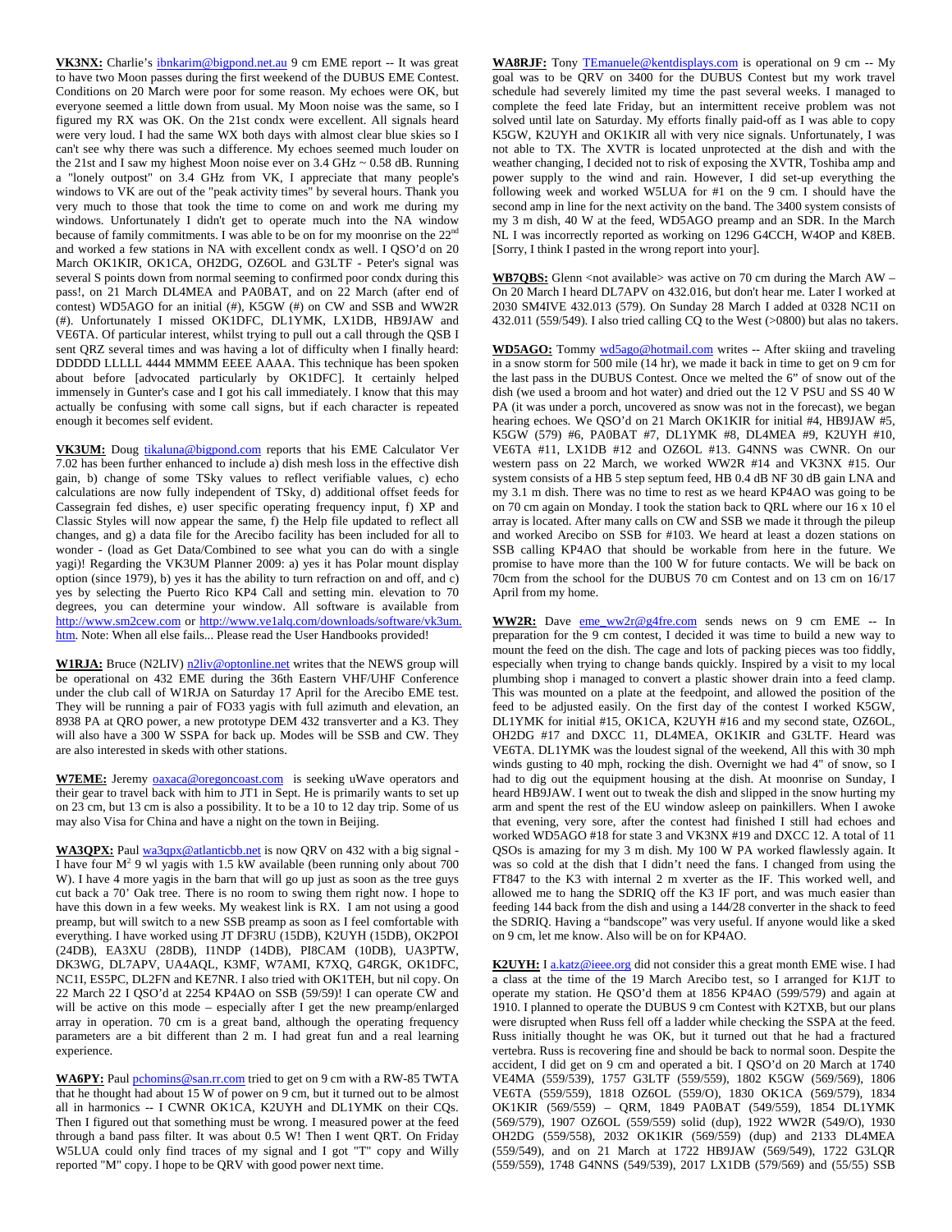**VK3NX:** Charlie's ibnkarim@bigpond.net.au 9 cm EME report -- It was great to have two Moon passes during the first weekend of the DUBUS EME Contest. Conditions on 20 March were poor for some reason. My echoes were OK, but everyone seemed a little down from usual. My Moon noise was the same, so I figured my RX was OK. On the 21st condx were excellent. All signals heard were very loud. I had the same WX both days with almost clear blue skies so I can't see why there was such a difference. My echoes seemed much louder on the 21st and I saw my highest Moon noise ever on 3.4 GHz ~ 0.58 dB. Running a "lonely outpost" on 3.4 GHz from VK, I appreciate that many people's windows to VK are out of the "peak activity times" by several hours. Thank you very much to those that took the time to come on and work me during my windows. Unfortunately I didn't get to operate much into the NA window because of family commitments. I was able to be on for my moonrise on the 22nd and worked a few stations in NA with excellent condx as well. I QSO'd on 20 March OK1KIR, OK1CA, OH2DG, OZ6OL and G3LTF - Peter's signal was several S points down from normal seeming to confirmed poor condx during this pass!, on 21 March DL4MEA and PA0BAT, and on 22 March (after end of contest) WD5AGO for an initial (#), K5GW (#) on CW and SSB and WW2R (#). Unfortunately I missed OK1DFC, DL1YMK, LX1DB, HB9JAW and VE6TA. Of particular interest, whilst trying to pull out a call through the QSB I sent QRZ several times and was having a lot of difficulty when I finally heard: DDDDD LLLLL 4444 MMMM EEEE AAAA. This technique has been spoken about before [advocated particularly by OK1DFC]. It certainly helped immensely in Gunter's case and I got his call immediately. I know that this may actually be confusing with some call signs, but if each character is repeated enough it becomes self evident.

**VK3UM:** Doug tikaluna@bigpond.com reports that his EME Calculator Ver 7.02 has been further enhanced to include a) dish mesh loss in the effective dish gain, b) change of some TSky values to reflect verifiable values, c) echo calculations are now fully independent of TSky, d) additional offset feeds for Cassegrain fed dishes, e) user specific operating frequency input, f) XP and Classic Styles will now appear the same, f) the Help file updated to reflect all changes, and g) a data file for the Arecibo facility has been included for all to wonder - (load as Get Data/Combined to see what you can do with a single yagi)! Regarding the VK3UM Planner 2009: a) yes it has Polar mount display option (since 1979), b) yes it has the ability to turn refraction on and off, and c) yes by selecting the Puerto Rico KP4 Call and setting min. elevation to 70 degrees, you can determine your window. All software is available from http://www.sm2cew.com or http://www.ve1alq.com/downloads/software/vk3um.htm. Note: When all else fails... Please read the User Handbooks provided!

**W1RJA:** Bruce (N2LIV) n2liv@optonline.net writes that the NEWS group will be operational on 432 EME during the 36th Eastern VHF/UHF Conference under the club call of W1RJA on Saturday 17 April for the Arecibo EME test. They will be running a pair of FO33 yagis with full azimuth and elevation, an 8938 PA at QRO power, a new prototype DEM 432 transverter and a K3. They will also have a 300 W SSPA for back up. Modes will be SSB and CW. They are also interested in skeds with other stations.

**W7EME:** Jeremy oaxaca@oregoncoast.com is seeking uWave operators and their gear to travel back with him to JT1 in Sept. He is primarily wants to set up on 23 cm, but 13 cm is also a possibility. It to be a 10 to 12 day trip. Some of us may also Visa for China and have a night on the town in Beijing.

**WA3QPX:** Paul wa3qpx@atlanticbb.net is now QRV on 432 with a big signal - I have four $M^2$ 9 wl yagis with 1.5 kW available (been running only about 700 W). I have 4 more yagis in the barn that will go up just as soon as the tree guys cut back a 70' Oak tree. There is no room to swing them right now. I hope to have this down in a few weeks. My weakest link is RX. I am not using a good preamp, but will switch to a new SSB preamp as soon as I feel comfortable with everything. I have worked using JT DF3RU (15DB), K2UYH (15DB), OK2POI (24DB), EA3XU (28DB), I1NDP (14DB), PI8CAM (10DB), UA3PTW, DK3WG, DL7APV, UA4AQL, K3MF, W7AMI, K7XQ, G4RGK, OK1DFC, NC1I, ES5PC, DL2FN and KE7NR. I also tried with OK1TEH, but nil copy. On 22 March 22 I QSO'd at 2254 KP4AO on SSB (59/59)! I can operate CW and will be active on this mode – especially after I get the new preamp/enlarged array in operation. 70 cm is a great band, although the operating frequency parameters are a bit different than 2 m. I had great fun and a real learning experience.

**WA6PY:** Paul pchomins@san.rr.com tried to get on 9 cm with a RW-85 TWTA that he thought had about 15 W of power on 9 cm, but it turned out to be almost all in harmonics -- I CWNR OK1CA, K2UYH and DL1YMK on their CQs. Then I figured out that something must be wrong. I measured power at the feed through a band pass filter. It was about 0.5 W! Then I went QRT. On Friday W5LUA could only find traces of my signal and I got "T" copy and Willy reported "M" copy. I hope to be QRV with good power next time.

**WA8RJF:** Tony TEmanuele@kentdisplays.com is operational on 9 cm -- My goal was to be QRV on 3400 for the DUBUS Contest but my work travel schedule had severely limited my time the past several weeks. I managed to complete the feed late Friday, but an intermittent receive problem was not solved until late on Saturday. My efforts finally paid-off as I was able to copy K5GW, K2UYH and OK1KIR all with very nice signals. Unfortunately, I was not able to TX. The XVTR is located unprotected at the dish and with the weather changing, I decided not to risk of exposing the XVTR, Toshiba amp and power supply to the wind and rain. However, I did set-up everything the following week and worked W5LUA for #1 on the 9 cm. I should have the second amp in line for the next activity on the band. The 3400 system consists of my 3 m dish, 40 W at the feed, WD5AGO preamp and an SDR. In the March NL I was incorrectly reported as working on 1296 G4CCH, W4OP and K8EB. [Sorry, I think I pasted in the wrong report into your].

**WB7QBS:** Glenn <not available> was active on 70 cm during the March AW – On 20 March I heard DL7APV on 432.016, but don't hear me. Later I worked at 2030 SM4IVE 432.013 (579). On Sunday 28 March I added at 0328 NC1I on 432.011 (559/549). I also tried calling CQ to the West (>0800) but alas no takers.

**WD5AGO:** Tommy wd5ago@hotmail.com writes -- After skiing and traveling in a snow storm for 500 mile (14 hr), we made it back in time to get on 9 cm for the last pass in the DUBUS Contest. Once we melted the 6" of snow out of the dish (we used a broom and hot water) and dried out the 12 V PSU and SS 40 W PA (it was under a porch, uncovered as snow was not in the forecast), we began hearing echoes. We QSO'd on 21 March OK1KIR for initial #4, HB9JAW #5, K5GW (579) #6, PA0BAT #7, DL1YMK #8, DL4MEA #9, K2UYH #10, VE6TA #11, LX1DB #12 and OZ6OL #13. G4NNS was CWNR. On our western pass on 22 March, we worked WW2R #14 and VK3NX #15. Our system consists of a HB 5 step septum feed, HB 0.4 dB NF 30 dB gain LNA and my 3.1 m dish. There was no time to rest as we heard KP4AO was going to be on 70 cm again on Monday. I took the station back to QRL where our 16 x 10 el array is located. After many calls on CW and SSB we made it through the pileup and worked Arecibo on SSB for #103. We heard at least a dozen stations on SSB calling KP4AO that should be workable from here in the future. We promise to have more than the 100 W for future contacts. We will be back on 70cm from the school for the DUBUS 70 cm Contest and on 13 cm on 16/17 April from my home.

**WW2R:** Dave eme_ww2r@g4fre.com sends news on 9 cm EME -- In preparation for the 9 cm contest, I decided it was time to build a new way to mount the feed on the dish. The cage and lots of packing pieces was too fiddly, especially when trying to change bands quickly. Inspired by a visit to my local plumbing shop i managed to convert a plastic shower drain into a feed clamp. This was mounted on a plate at the feedpoint, and allowed the position of the feed to be adjusted easily. On the first day of the contest I worked K5GW, DL1YMK for initial #15, OK1CA, K2UYH #16 and my second state, OZ6OL, OH2DG #17 and DXCC 11, DL4MEA, OK1KIR and G3LTF. Heard was VE6TA. DL1YMK was the loudest signal of the weekend, All this with 30 mph winds gusting to 40 mph, rocking the dish. Overnight we had 4" of snow, so I had to dig out the equipment housing at the dish. At moonrise on Sunday, I heard HB9JAW. I went out to tweak the dish and slipped in the snow hurting my arm and spent the rest of the EU window asleep on painkillers. When I awoke that evening, very sore, after the contest had finished I still had echoes and worked WD5AGO #18 for state 3 and VK3NX #19 and DXCC 12. A total of 11 QSOs is amazing for my 3 m dish. My 100 W PA worked flawlessly again. It was so cold at the dish that I didn't need the fans. I changed from using the FT847 to the K3 with internal 2 m xverter as the IF. This worked well, and allowed me to hang the SDRIQ off the K3 IF port, and was much easier than feeding 144 back from the dish and using a 144/28 converter in the shack to feed the SDRIQ. Having a "bandscope" was very useful. If anyone would like a sked on 9 cm, let me know. Also will be on for KP4AO.

**K2UYH:** I a.katz@ieee.org did not consider this a great month EME wise. I had a class at the time of the 19 March Arecibo test, so I arranged for K1JT to operate my station. He QSO'd them at 1856 KP4AO (599/579) and again at 1910. I planned to operate the DUBUS 9 cm Contest with K2TXB, but our plans were disrupted when Russ fell off a ladder while checking the SSPA at the feed. Russ initially thought he was OK, but it turned out that he had a fractured vertebra. Russ is recovering fine and should be back to normal soon. Despite the accident, I did get on 9 cm and operated a bit. I QSO'd on 20 March at 1740 VE4MA (559/539), 1757 G3LTF (559/559), 1802 K5GW (569/569), 1806 VE6TA (559/559), 1818 OZ6OL (559/O), 1830 OK1CA (569/579), 1834 OK1KIR (569/559) – QRM, 1849 PA0BAT (549/559), 1854 DL1YMK (569/579), 1907 OZ6OL (559/559) solid (dup), 1922 WW2R (549/O), 1930 OH2DG (559/558), 2032 OK1KIR (569/559) (dup) and 2133 DL4MEA (559/549), and on 21 March at 1722 HB9JAW (569/549), 1722 G3LQR (559/559), 1748 G4NNS (549/539), 2017 LX1DB (579/569) and (55/55) SSB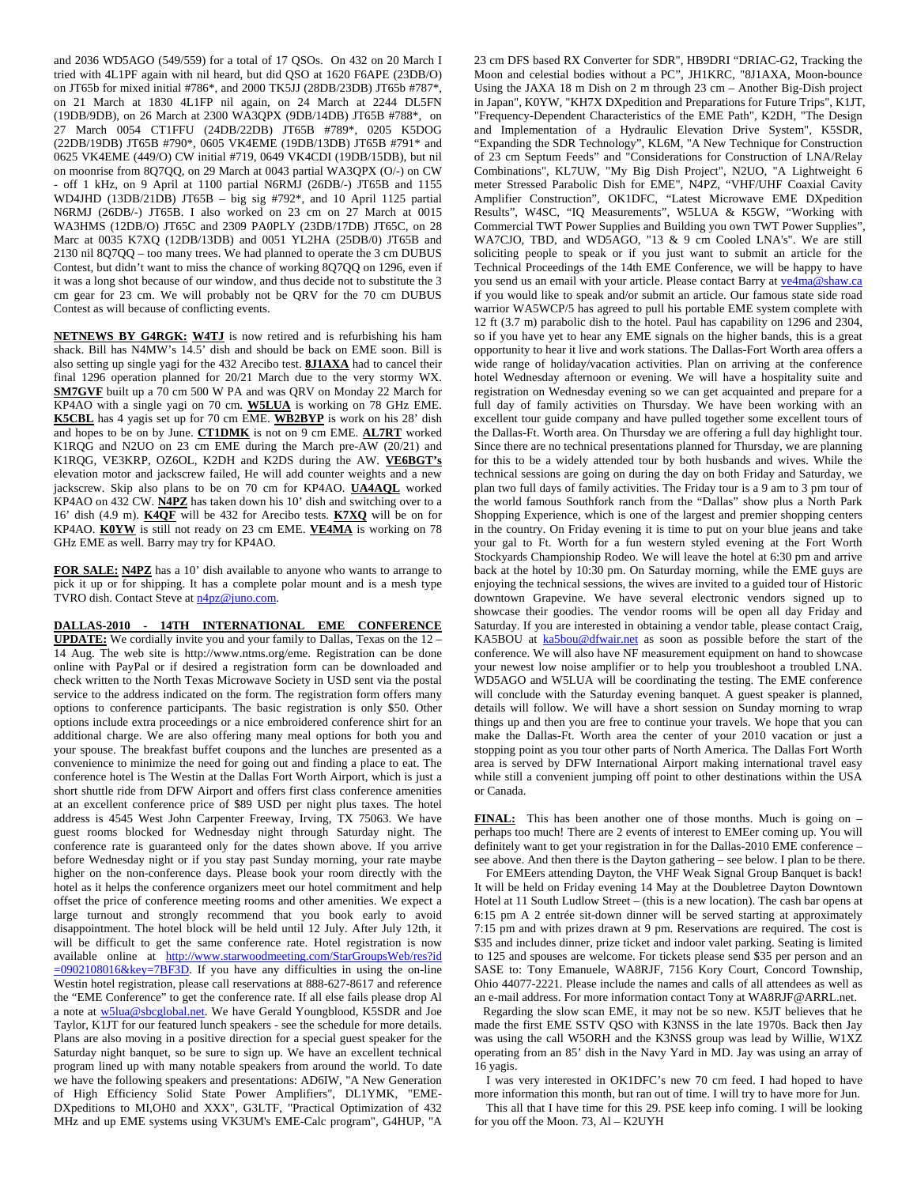and 2036 WD5AGO (549/559) for a total of 17 QSOs. On 432 on 20 March I tried with 4L1PF again with nil heard, but did QSO at 1620 F6APE (23DB/O) on JT65b for mixed initial #786*, and 2000 TK5JJ (28DB/23DB) JT65b #787*, on 21 March at 1830 4L1FP nil again, on 24 March at 2244 DL5FN (19DB/9DB), on 26 March at 2300 WA3QPX (9DB/14DB) JT65B #788*, on 27 March 0054 CT1FFU (24DB/22DB) JT65B #789*, 0205 K5DOG (22DB/19DB) JT65B #790*, 0605 VK4EME (19DB/13DB) JT65B #791* and 0625 VK4EME (449/O) CW initial #719, 0649 VK4CDI (19DB/15DB), but nil on moonrise from 8Q7QQ, on 29 March at 0043 partial WA3QPX (O/-) on CW - off 1 kHz, on 9 April at 1100 partial N6RMJ (26DB/-) JT65B and 1155 WD4JHD (13DB/21DB) JT65B – big sig #792*, and 10 April 1125 partial N6RMJ (26DB/-) JT65B. I also worked on 23 cm on 27 March at 0015 WA3HMS (12DB/O) JT65C and 2309 PA0PLY (23DB/17DB) JT65C, on 28 Marc at 0035 K7XQ (12DB/13DB) and 0051 YL2HA (25DB/0) JT65B and 2130 nil 8Q7QQ – too many trees. We had planned to operate the 3 cm DUBUS Contest, but didn't want to miss the chance of working 8Q7QQ on 1296, even if it was a long shot because of our window, and thus decide not to substitute the 3 cm gear for 23 cm. We will probably not be QRV for the 70 cm DUBUS Contest as will because of conflicting events.

**NETNEWS BY G4RGK:** **W4TJ** is now retired and is refurbishing his ham shack. Bill has N4MW's 14.5' dish and should be back on EME soon. Bill is also setting up single yagi for the 432 Arecibo test. **8J1AXA** had to cancel their final 1296 operation planned for 20/21 March due to the very stormy WX. **SM7GVF** built up a 70 cm 500 W PA and was QRV on Monday 22 March for KP4AO with a single yagi on 70 cm. **W5LUA** is working on 78 GHz EME. **K5CBL** has 4 yagis set up for 70 cm EME. **WB2BYP** is work on his 28' dish and hopes to be on by June. **CT1DMK** is not on 9 cm EME. **AL7RT** worked K1RQG and N2UO on 23 cm EME during the March pre-AW (20/21) and K1RQG, VE3KRP, OZ6OL, K2DH and K2DS during the AW. **VE6BGT's** elevation motor and jackscrew failed, He will add counter weights and a new jackscrew. Skip also plans to be on 70 cm for KP4AO. **UA4AQL** worked KP4AO on 432 CW. **N4PZ** has taken down his 10' dish and switching over to a 16' dish (4.9 m). **K4QF** will be 432 for Arecibo tests. **K7XQ** will be on for KP4AO. **K0YW** is still not ready on 23 cm EME. **VE4MA** is working on 78 GHz EME as well. Barry may try for KP4AO.

**FOR SALE:** **N4PZ** has a 10' dish available to anyone who wants to arrange to pick it up or for shipping. It has a complete polar mount and is a mesh type TVRO dish. Contact Steve at n4pz@juno.com.

**DALLAS-2010 - 14TH INTERNATIONAL EME CONFERENCE UPDATE:** We cordially invite you and your family to Dallas, Texas on the 12 – 14 Aug. The web site is http://www.ntms.org/eme. Registration can be done online with PayPal or if desired a registration form can be downloaded and check written to the North Texas Microwave Society in USD sent via the postal service to the address indicated on the form. The registration form offers many options to conference participants. The basic registration is only $50. Other options include extra proceedings or a nice embroidered conference shirt for an additional charge. We are also offering many meal options for both you and your spouse. The breakfast buffet coupons and the lunches are presented as a convenience to minimize the need for going out and finding a place to eat. The conference hotel is The Westin at the Dallas Fort Worth Airport, which is just a short shuttle ride from DFW Airport and offers first class conference amenities at an excellent conference price of $89 USD per night plus taxes. The hotel address is 4545 West John Carpenter Freeway, Irving, TX 75063. We have guest rooms blocked for Wednesday night through Saturday night. The conference rate is guaranteed only for the dates shown above. If you arrive before Wednesday night or if you stay past Sunday morning, your rate maybe higher on the non-conference days. Please book your room directly with the hotel as it helps the conference organizers meet our hotel commitment and help offset the price of conference meeting rooms and other amenities. We expect a large turnout and strongly recommend that you book early to avoid disappointment. The hotel block will be held until 12 July. After July 12th, it will be difficult to get the same conference rate. Hotel registration is now available online at http://www.starwoodmeeting.com/StarGroupsWeb/res?id=0902108016&key=7BF3D. If you have any difficulties in using the on-line Westin hotel registration, please call reservations at 888-627-8617 and reference the "EME Conference" to get the conference rate. If all else fails please drop Al a note at w5lua@sbcglobal.net. We have Gerald Youngblood, K5SDR and Joe Taylor, K1JT for our featured lunch speakers - see the schedule for more details. Plans are also moving in a positive direction for a special guest speaker for the Saturday night banquet, so be sure to sign up. We have an excellent technical program lined up with many notable speakers from around the world. To date we have the following speakers and presentations: AD6IW, "A New Generation of High Efficiency Solid State Power Amplifiers", DL1YMK, "EME-DXpeditions to MI,OH0 and XXX", G3LTF, "Practical Optimization of 432 MHz and up EME systems using VK3UM's EME-Calc program", G4HUP, "A 23 cm DFS based RX Converter for SDR", HB9DRI "DRIAC-G2, Tracking the Moon and celestial bodies without a PC", JH1KRC, "8J1AXA, Moon-bounce Using the JAXA 18 m Dish on 2 m through 23 cm – Another Big-Dish project in Japan", K0YW, "KH7X DXpedition and Preparations for Future Trips", K1JT, "Frequency-Dependent Characteristics of the EME Path", K2DH, "The Design and Implementation of a Hydraulic Elevation Drive System", K5SDR, "Expanding the SDR Technology", KL6M, "A New Technique for Construction of 23 cm Septum Feeds" and "Considerations for Construction of LNA/Relay Combinations", KL7UW, "My Big Dish Project", N2UO, "A Lightweight 6 meter Stressed Parabolic Dish for EME", N4PZ, "VHF/UHF Coaxial Cavity Amplifier Construction", OK1DFC, "Latest Microwave EME DXpedition Results", W4SC, "IQ Measurements", W5LUA & K5GW, "Working with Commercial TWT Power Supplies and Building you own TWT Power Supplies", WA7CJO, TBD, and WD5AGO, "13 & 9 cm Cooled LNA's". We are still soliciting people to speak or if you just want to submit an article for the Technical Proceedings of the 14th EME Conference, we will be happy to have you send us an email with your article. Please contact Barry at ve4ma@shaw.ca if you would like to speak and/or submit an article. Our famous state side road warrior WA5WCP/5 has agreed to pull his portable EME system complete with 12 ft (3.7 m) parabolic dish to the hotel. Paul has capability on 1296 and 2304, so if you have yet to hear any EME signals on the higher bands, this is a great opportunity to hear it live and work stations. The Dallas-Fort Worth area offers a wide range of holiday/vacation activities. Plan on arriving at the conference hotel Wednesday afternoon or evening. We will have a hospitality suite and registration on Wednesday evening so we can get acquainted and prepare for a full day of family activities on Thursday. We have been working with an excellent tour guide company and have pulled together some excellent tours of the Dallas-Ft. Worth area. On Thursday we are offering a full day highlight tour. Since there are no technical presentations planned for Thursday, we are planning for this to be a widely attended tour by both husbands and wives. While the technical sessions are going on during the day on both Friday and Saturday, we plan two full days of family activities. The Friday tour is a 9 am to 3 pm tour of the world famous Southfork ranch from the "Dallas" show plus a North Park Shopping Experience, which is one of the largest and premier shopping centers in the country. On Friday evening it is time to put on your blue jeans and take your gal to Ft. Worth for a fun western styled evening at the Fort Worth Stockyards Championship Rodeo. We will leave the hotel at 6:30 pm and arrive back at the hotel by 10:30 pm. On Saturday morning, while the EME guys are enjoying the technical sessions, the wives are invited to a guided tour of Historic downtown Grapevine. We have several electronic vendors signed up to showcase their goodies. The vendor rooms will be open all day Friday and Saturday. If you are interested in obtaining a vendor table, please contact Craig, KA5BOU at ka5bou@dfwair.net as soon as possible before the start of the conference. We will also have NF measurement equipment on hand to showcase your newest low noise amplifier or to help you troubleshoot a troubled LNA. WD5AGO and W5LUA will be coordinating the testing. The EME conference will conclude with the Saturday evening banquet. A guest speaker is planned, details will follow. We will have a short session on Sunday morning to wrap things up and then you are free to continue your travels. We hope that you can make the Dallas-Ft. Worth area the center of your 2010 vacation or just a stopping point as you tour other parts of North America. The Dallas Fort Worth area is served by DFW International Airport making international travel easy while still a convenient jumping off point to other destinations within the USA or Canada.

**FINAL:** This has been another one of those months. Much is going on – perhaps too much! There are 2 events of interest to EMEer coming up. You will definitely want to get your registration in for the Dallas-2010 EME conference – see above. And then there is the Dayton gathering – see below. I plan to be there.

For EMEers attending Dayton, the VHF Weak Signal Group Banquet is back! It will be held on Friday evening 14 May at the Doubletree Dayton Downtown Hotel at 11 South Ludlow Street – (this is a new location). The cash bar opens at 6:15 pm A 2 entrée sit-down dinner will be served starting at approximately 7:15 pm and with prizes drawn at 9 pm. Reservations are required. The cost is $35 and includes dinner, prize ticket and indoor valet parking. Seating is limited to 125 and spouses are welcome. For tickets please send $35 per person and an SASE to: Tony Emanuele, WA8RJF, 7156 Kory Court, Concord Township, Ohio 44077-2221. Please include the names and calls of all attendees as well as an e-mail address. For more information contact Tony at WA8RJF@ARRL.net.

Regarding the slow scan EME, it may not be so new. K5JT believes that he made the first EME SSTV QSO with K3NSS in the late 1970s. Back then Jay was using the call W5ORH and the K3NSS group was lead by Willie, W1XZ operating from an 85' dish in the Navy Yard in MD. Jay was using an array of 16 yagis.

I was very interested in OK1DFC's new 70 cm feed. I had hoped to have more information this month, but ran out of time. I will try to have more for Jun.

This all that I have time for this 29. PSE keep info coming. I will be looking for you off the Moon. 73, Al – K2UYH